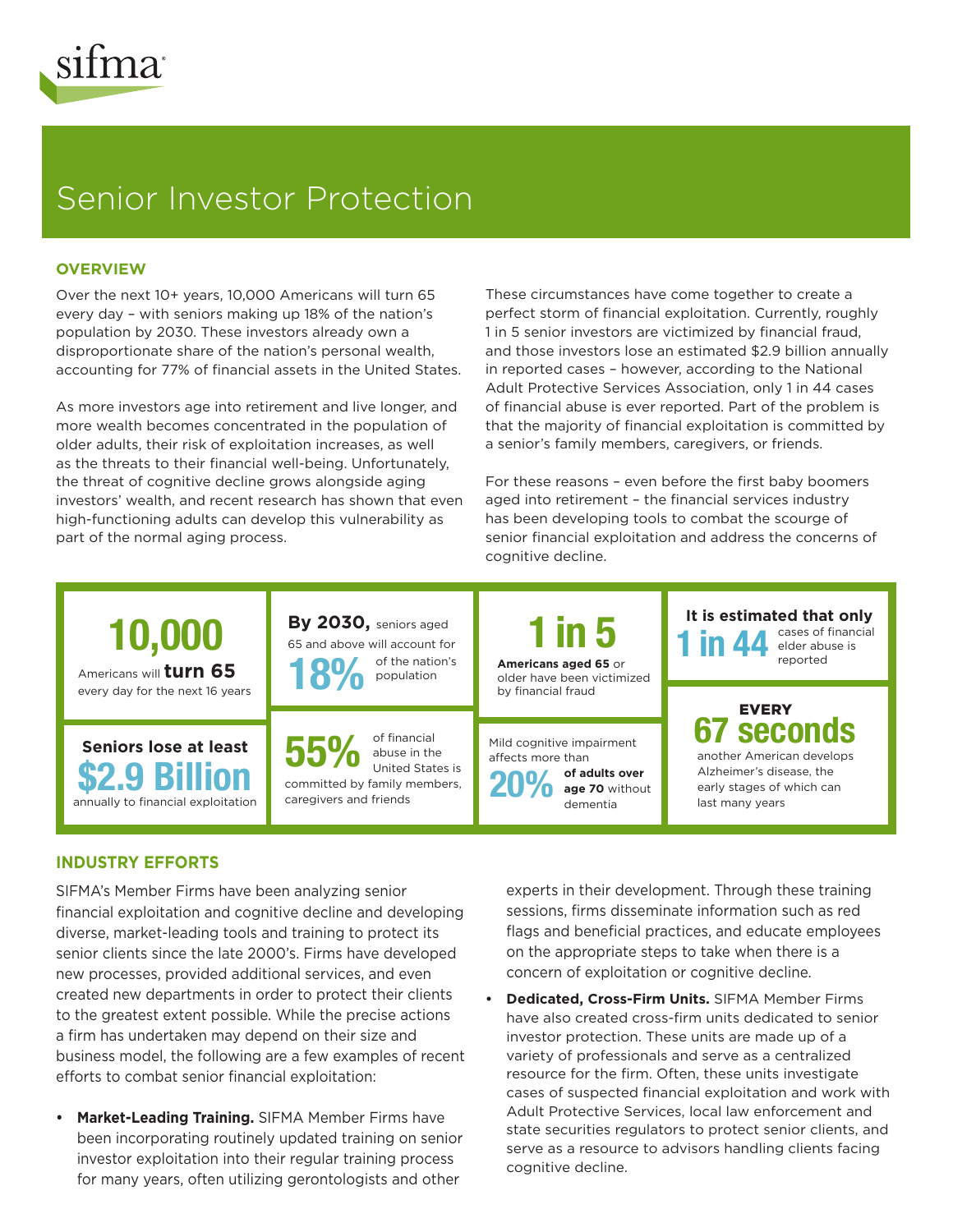# Senior Investor Protection

## OVERVIEW

Over the next 10+ years, 10,000 Americans will turn 65 every day – with seniors making up 18% of the nation's population by 2030. These investors already own a disproportionate share of the nation's personal wealth, accounting for 77% of financial assets in the United States.

As more investors age into retirement and live longer, and more wealth becomes concentrated in the population of older adults, their risk of exploitation increases, as well as the threats to their financial well-being. Unfortunately, the threat of cognitive decline grows alongside aging investors' wealth, and recent research has shown that even high-functioning adults can develop this vulnerability as part of the normal aging process.

These circumstances have come together to create a perfect storm of financial exploitation. Currently, roughly 1 in 5 senior investors are victimized by financial fraud, and those investors lose an estimated $2.9 billion annually in reported cases – however, according to the National Adult Protective Services Association, only 1 in 44 cases of financial abuse is ever reported. Part of the problem is that the majority of financial exploitation is committed by a senior's family members, caregivers, or friends.

For these reasons – even before the first baby boomers aged into retirement – the financial services industry has been developing tools to combat the scourge of senior financial exploitation and address the concerns of cognitive decline.

**10,000** Americans will **turn 65** every day for the next 16 years

**By 2030,** seniors aged 65 and above will account for **18%** of the nation's population

**1 in 5** **Americans aged 65** or older have been victimized by financial fraud

It is estimated that only **1 in 44** cases of financial elder abuse is reported

**Seniors lose at least $2.9 Billion** annually to financial exploitation

**55%** of financial abuse in the United States is committed by family members, caregivers and friends

Mild cognitive impairment affects more than **20%** **of adults over age 70** without dementia

**EVERY 67 seconds** another American develops Alzheimer's disease, the early stages of which can last many years

## INDUSTRY EFFORTS

SIFMA's Member Firms have been analyzing senior financial exploitation and cognitive decline and developing diverse, market-leading tools and training to protect its senior clients since the late 2000's. Firms have developed new processes, provided additional services, and even created new departments in order to protect their clients to the greatest extent possible. While the precise actions a firm has undertaken may depend on their size and business model, the following are a few examples of recent efforts to combat senior financial exploitation:

- **Market-Leading Training.** SIFMA Member Firms have been incorporating routinely updated training on senior investor exploitation into their regular training process for many years, often utilizing gerontologists and other experts in their development. Through these training sessions, firms disseminate information such as red flags and beneficial practices, and educate employees on the appropriate steps to take when there is a concern of exploitation or cognitive decline.
- **Dedicated, Cross-Firm Units.** SIFMA Member Firms have also created cross-firm units dedicated to senior investor protection. These units are made up of a variety of professionals and serve as a centralized resource for the firm. Often, these units investigate cases of suspected financial exploitation and work with Adult Protective Services, local law enforcement and state securities regulators to protect senior clients, and serve as a resource to advisors handling clients facing cognitive decline.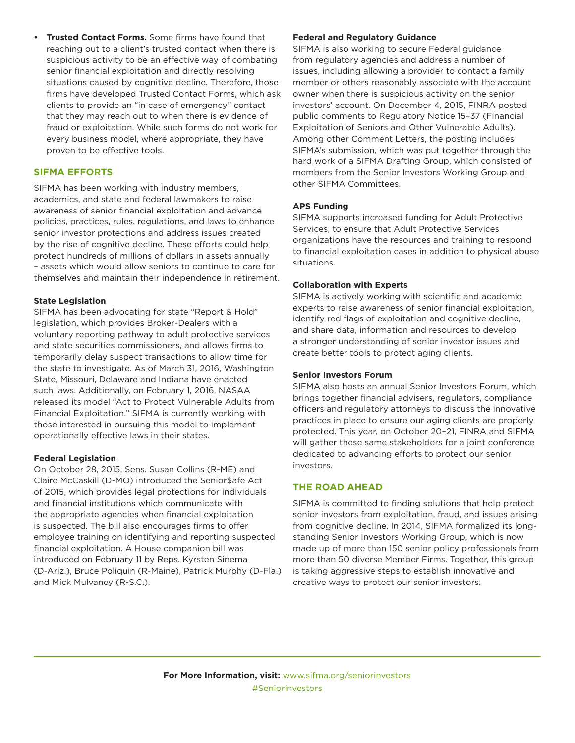- **Trusted Contact Forms.** Some firms have found that reaching out to a client's trusted contact when there is suspicious activity to be an effective way of combating senior financial exploitation and directly resolving situations caused by cognitive decline. Therefore, those firms have developed Trusted Contact Forms, which ask clients to provide an "in case of emergency" contact that they may reach out to when there is evidence of fraud or exploitation. While such forms do not work for every business model, where appropriate, they have proven to be effective tools.

## SIFMA EFFORTS

SIFMA has been working with industry members, academics, and state and federal lawmakers to raise awareness of senior financial exploitation and advance policies, practices, rules, regulations, and laws to enhance senior investor protections and address issues created by the rise of cognitive decline. These efforts could help protect hundreds of millions of dollars in assets annually – assets which would allow seniors to continue to care for themselves and maintain their independence in retirement.

### State Legislation

SIFMA has been advocating for state "Report & Hold" legislation, which provides Broker-Dealers with a voluntary reporting pathway to adult protective services and state securities commissioners, and allows firms to temporarily delay suspect transactions to allow time for the state to investigate. As of March 31, 2016, Washington State, Missouri, Delaware and Indiana have enacted such laws. Additionally, on February 1, 2016, NASAA released its model "Act to Protect Vulnerable Adults from Financial Exploitation." SIFMA is currently working with those interested in pursuing this model to implement operationally effective laws in their states.

### Federal Legislation

On October 28, 2015, Sens. Susan Collins (R-ME) and Claire McCaskill (D-MO) introduced the Senior$afe Act of 2015, which provides legal protections for individuals and financial institutions which communicate with the appropriate agencies when financial exploitation is suspected. The bill also encourages firms to offer employee training on identifying and reporting suspected financial exploitation. A House companion bill was introduced on February 11 by Reps. Kyrsten Sinema (D-Ariz.), Bruce Poliquin (R-Maine), Patrick Murphy (D-Fla.) and Mick Mulvaney (R-S.C.).

### Federal and Regulatory Guidance

SIFMA is also working to secure Federal guidance from regulatory agencies and address a number of issues, including allowing a provider to contact a family member or others reasonably associate with the account owner when there is suspicious activity on the senior investors' account. On December 4, 2015, FINRA posted public comments to Regulatory Notice 15–37 (Financial Exploitation of Seniors and Other Vulnerable Adults). Among other Comment Letters, the posting includes SIFMA's submission, which was put together through the hard work of a SIFMA Drafting Group, which consisted of members from the Senior Investors Working Group and other SIFMA Committees.

### APS Funding

SIFMA supports increased funding for Adult Protective Services, to ensure that Adult Protective Services organizations have the resources and training to respond to financial exploitation cases in addition to physical abuse situations.

### Collaboration with Experts

SIFMA is actively working with scientific and academic experts to raise awareness of senior financial exploitation, identify red flags of exploitation and cognitive decline, and share data, information and resources to develop a stronger understanding of senior investor issues and create better tools to protect aging clients.

### Senior Investors Forum

SIFMA also hosts an annual Senior Investors Forum, which brings together financial advisers, regulators, compliance officers and regulatory attorneys to discuss the innovative practices in place to ensure our aging clients are properly protected. This year, on October 20–21, FINRA and SIFMA will gather these same stakeholders for a joint conference dedicated to advancing efforts to protect our senior investors.

## THE ROAD AHEAD

SIFMA is committed to finding solutions that help protect senior investors from exploitation, fraud, and issues arising from cognitive decline. In 2014, SIFMA formalized its long-standing Senior Investors Working Group, which is now made up of more than 150 senior policy professionals from more than 50 diverse Member Firms. Together, this group is taking aggressive steps to establish innovative and creative ways to protect our senior investors.

**For More Information, visit:** www.sifma.org/seniorinvestors
#Seniorinvestors